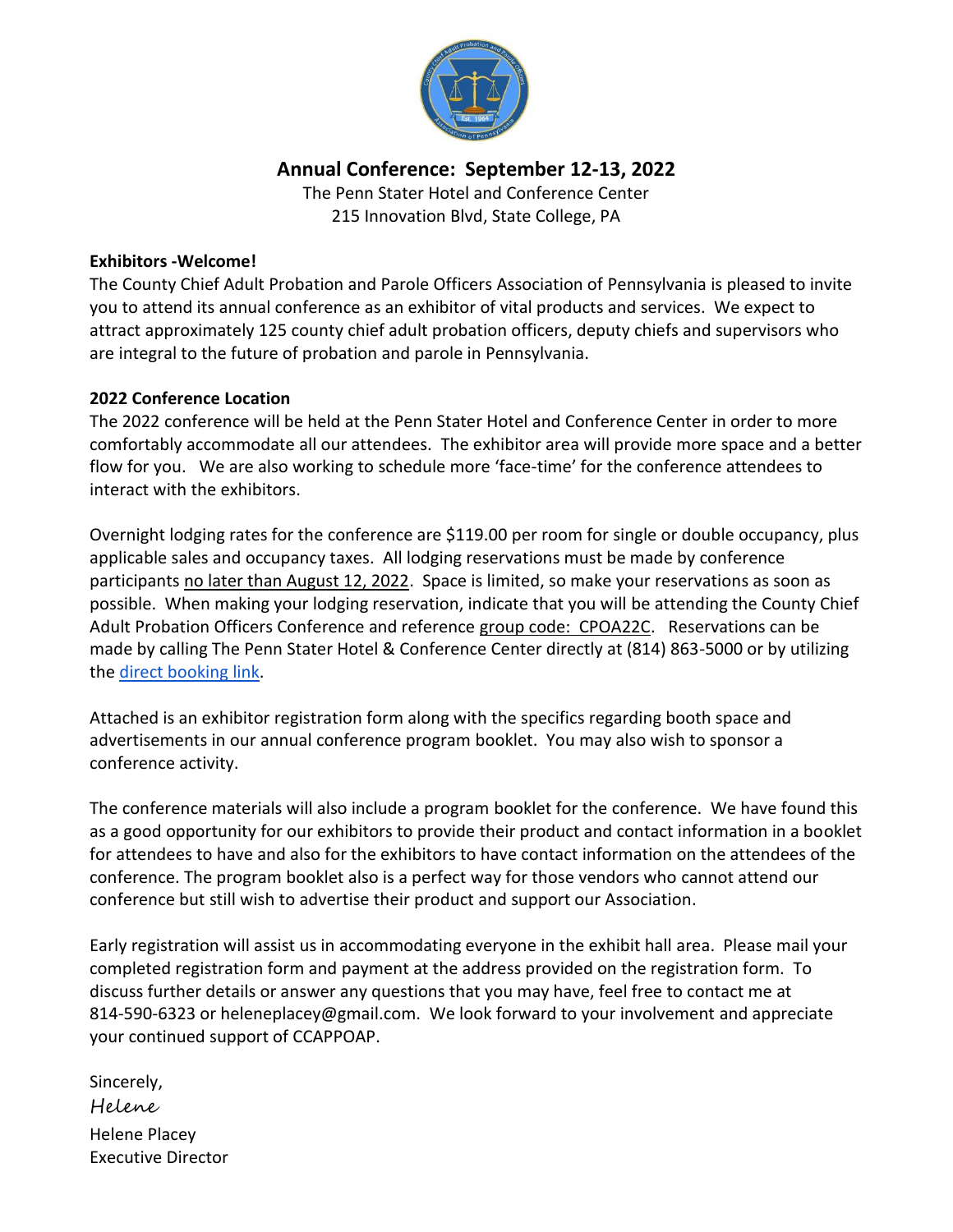# Annual Conference: September 12-13, 2022

The Penn Stater Hotel and Conference Center
215 Innovation Blvd, State College, PA

**Exhibitors -Welcome!**

The County Chief Adult Probation and Parole Officers Association of Pennsylvania is pleased to invite you to attend its annual conference as an exhibitor of vital products and services. We expect to attract approximately 125 county chief adult probation officers, deputy chiefs and supervisors who are integral to the future of probation and parole in Pennsylvania.

**2022 Conference Location**

The 2022 conference will be held at the Penn Stater Hotel and Conference Center in order to more comfortably accommodate all our attendees. The exhibitor area will provide more space and a better flow for you. We are also working to schedule more 'face-time' for the conference attendees to interact with the exhibitors.

Overnight lodging rates for the conference are $119.00 per room for single or double occupancy, plus applicable sales and occupancy taxes. All lodging reservations must be made by conference participants no later than August 12, 2022. Space is limited, so make your reservations as soon as possible. When making your lodging reservation, indicate that you will be attending the County Chief Adult Probation Officers Conference and reference group code: CPOA22C. Reservations can be made by calling The Penn Stater Hotel & Conference Center directly at (814) 863-5000 or by utilizing the direct booking link.

Attached is an exhibitor registration form along with the specifics regarding booth space and advertisements in our annual conference program booklet. You may also wish to sponsor a conference activity.

The conference materials will also include a program booklet for the conference. We have found this as a good opportunity for our exhibitors to provide their product and contact information in a booklet for attendees to have and also for the exhibitors to have contact information on the attendees of the conference. The program booklet also is a perfect way for those vendors who cannot attend our conference but still wish to advertise their product and support our Association.

Early registration will assist us in accommodating everyone in the exhibit hall area. Please mail your completed registration form and payment at the address provided on the registration form. To discuss further details or answer any questions that you may have, feel free to contact me at 814-590-6323 or heleneplacey@gmail.com. We look forward to your involvement and appreciate your continued support of CCAPPOAP.

Sincerely,
*Helene*
Helene Placey
Executive Director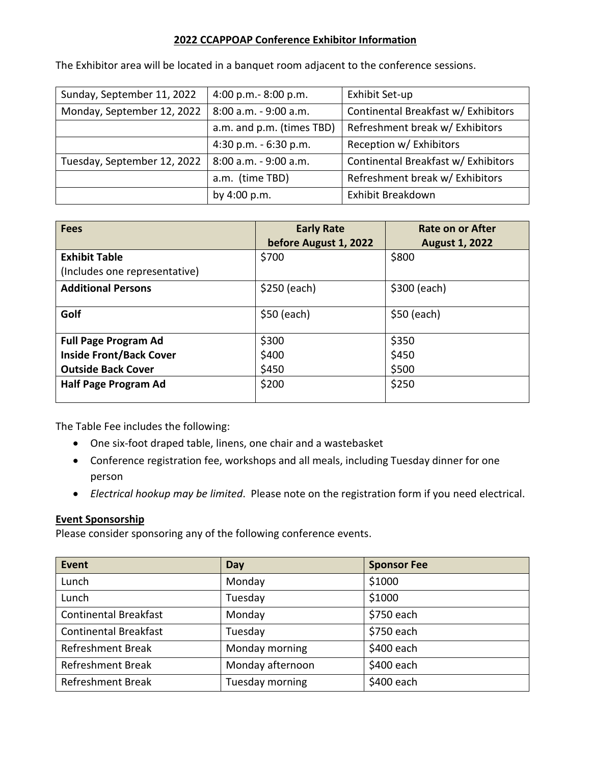## 2022 CCAPPOAP Conference Exhibitor Information

The Exhibitor area will be located in a banquet room adjacent to the conference sessions.

| | | |
|---|---|---|
| Sunday, September 11, 2022 | 4:00 p.m.- 8:00 p.m. | Exhibit Set-up |
| Monday, September 12, 2022 | 8:00 a.m. - 9:00 a.m. | Continental Breakfast w/ Exhibitors |
| | a.m. and p.m. (times TBD) | Refreshment break w/ Exhibitors |
| | 4:30 p.m. - 6:30 p.m. | Reception w/ Exhibitors |
| Tuesday, September 12, 2022 | 8:00 a.m. - 9:00 a.m. | Continental Breakfast w/ Exhibitors |
| | a.m. (time TBD) | Refreshment break w/ Exhibitors |
| | by 4:00 p.m. | Exhibit Breakdown |

| Fees | Early Rate before August 1, 2022 | Rate on or After August 1, 2022 |
|---|---|---|
| **Exhibit Table** (Includes one representative) | $700 | $800 |
| **Additional Persons** | $250 (each) | $300 (each) |
| **Golf** | $50 (each) | $50 (each) |
| **Full Page Program Ad**<br>**Inside Front/Back Cover**<br>**Outside Back Cover** | $300<br>$400<br>$450 | $350<br>$450<br>$500 |
| **Half Page Program Ad** | $200 | $250 |

The Table Fee includes the following:

- One six-foot draped table, linens, one chair and a wastebasket
- Conference registration fee, workshops and all meals, including Tuesday dinner for one person
- *Electrical hookup may be limited*. Please note on the registration form if you need electrical.

### Event Sponsorship

Please consider sponsoring any of the following conference events.

| Event | Day | Sponsor Fee |
|---|---|---|
| Lunch | Monday | $1000 |
| Lunch | Tuesday | $1000 |
| Continental Breakfast | Monday | $750 each |
| Continental Breakfast | Tuesday | $750 each |
| Refreshment Break | Monday morning | $400 each |
| Refreshment Break | Monday afternoon | $400 each |
| Refreshment Break | Tuesday morning | $400 each |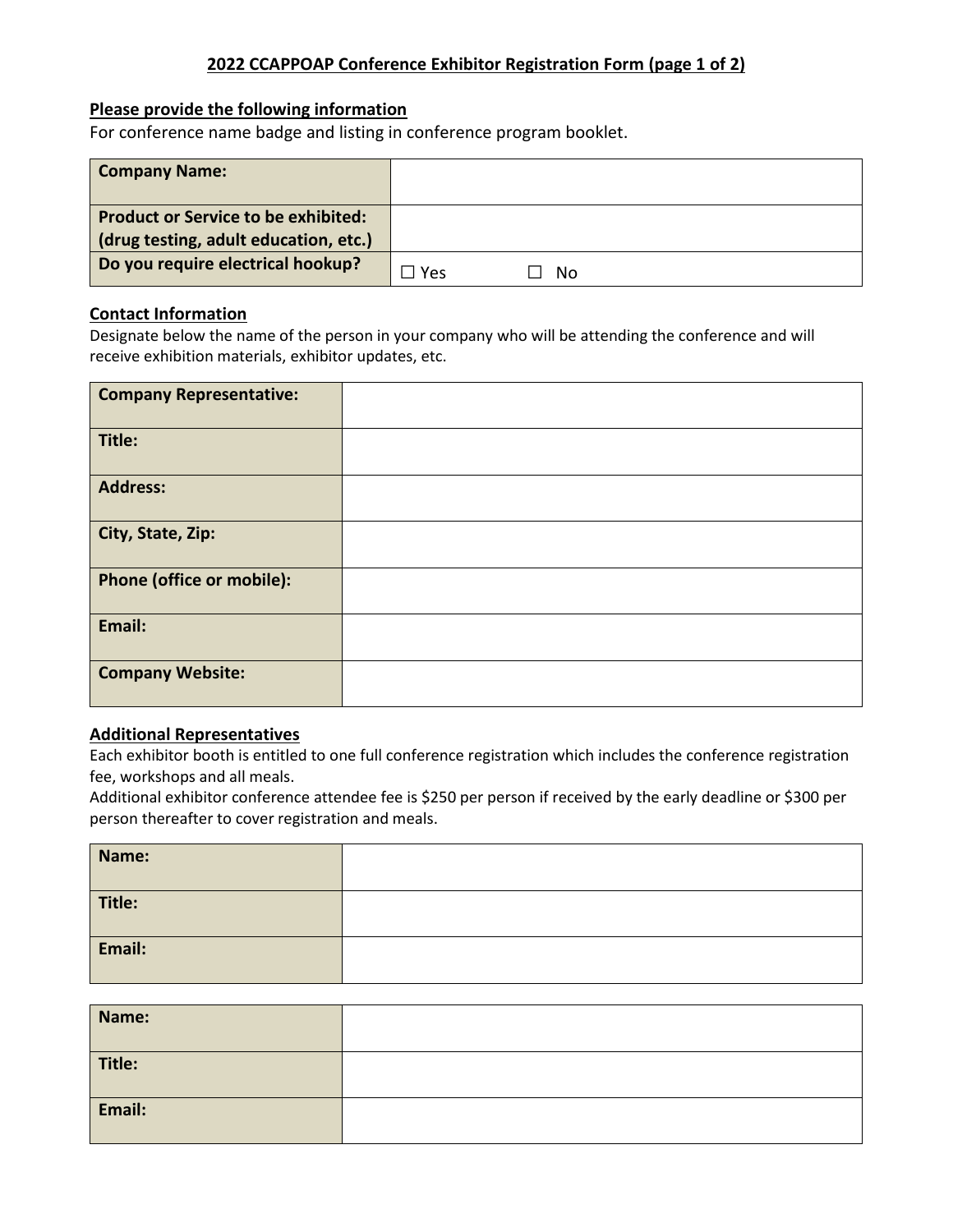## 2022 CCAPPOAP Conference Exhibitor Registration Form (page 1 of 2)

### Please provide the following information

For conference name badge and listing in conference program booklet.

| Company Name: | |
|---|---|
| **Product or Service to be exhibited: (drug testing, adult education, etc.)** | |
| **Do you require electrical hookup?** | ☐ Yes ☐ No |

### Contact Information

Designate below the name of the person in your company who will be attending the conference and will receive exhibition materials, exhibitor updates, etc.

| Company Representative: | |
|---|---|
| **Title:** | |
| **Address:** | |
| **City, State, Zip:** | |
| **Phone (office or mobile):** | |
| **Email:** | |
| **Company Website:** | |

### Additional Representatives

Each exhibitor booth is entitled to one full conference registration which includes the conference registration fee, workshops and all meals.

Additional exhibitor conference attendee fee is $250 per person if received by the early deadline or $300 per person thereafter to cover registration and meals.

| Name: | |
|---|---|
| **Title:** | |
| **Email:** | |

| Name: | |
|---|---|
| **Title:** | |
| **Email:** | |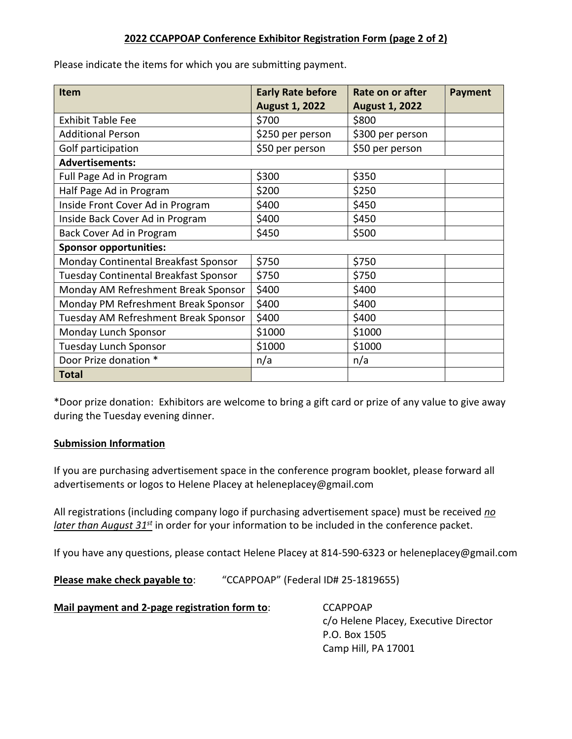## 2022 CCAPPOAP Conference Exhibitor Registration Form (page 2 of 2)

Please indicate the items for which you are submitting payment.

| Item | Early Rate before August 1, 2022 | Rate on or after August 1, 2022 | Payment |
| --- | --- | --- | --- |
| Exhibit Table Fee | $700 | $800 | |
| Additional Person | $250 per person | $300 per person | |
| Golf participation | $50 per person | $50 per person | |
| **Advertisements:** | | | |
| Full Page Ad in Program | $300 | $350 | |
| Half Page Ad in Program | $200 | $250 | |
| Inside Front Cover Ad in Program | $400 | $450 | |
| Inside Back Cover Ad in Program | $400 | $450 | |
| Back Cover Ad in Program | $450 | $500 | |
| **Sponsor opportunities:** | | | |
| Monday Continental Breakfast Sponsor | $750 | $750 | |
| Tuesday Continental Breakfast Sponsor | $750 | $750 | |
| Monday AM Refreshment Break Sponsor | $400 | $400 | |
| Monday PM Refreshment Break Sponsor | $400 | $400 | |
| Tuesday AM Refreshment Break Sponsor | $400 | $400 | |
| Monday Lunch Sponsor | $1000 | $1000 | |
| Tuesday Lunch Sponsor | $1000 | $1000 | |
| Door Prize donation * | n/a | n/a | |
| **Total** | | | |

*Door prize donation: Exhibitors are welcome to bring a gift card or prize of any value to give away during the Tuesday evening dinner.

**Submission Information**

If you are purchasing advertisement space in the conference program booklet, please forward all advertisements or logos to Helene Placey at heleneplacey@gmail.com

All registrations (including company logo if purchasing advertisement space) must be received ***no later than August 31st*** in order for your information to be included in the conference packet.

If you have any questions, please contact Helene Placey at 814-590-6323 or heleneplacey@gmail.com

**Please make check payable to**: "CCAPPOAP" (Federal ID# 25-1819655)

**Mail payment and 2-page registration form to**:

CCAPPOAP
c/o Helene Placey, Executive Director
P.O. Box 1505
Camp Hill, PA 17001